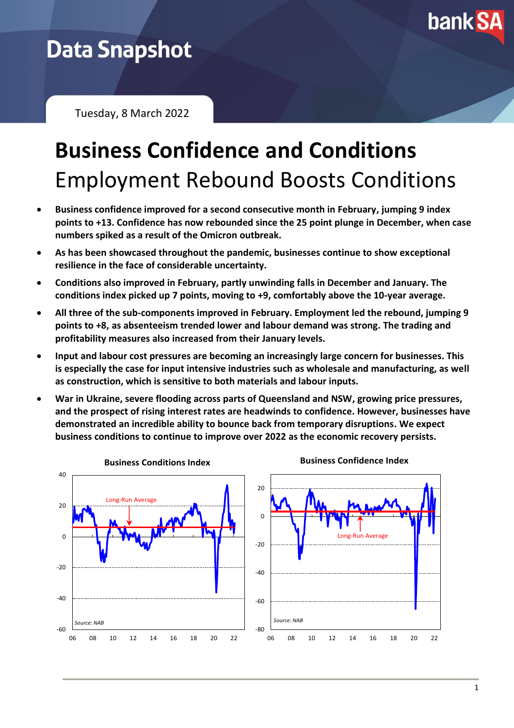# Data Snapshot

Tuesday, 8 March 2022

# Business Confidence and Conditions

## Employment Rebound Boosts Conditions

- **Business confidence improved for a second consecutive month in February, jumping 9 index points to +13. Confidence has now rebounded since the 25 point plunge in December, when case numbers spiked as a result of the Omicron outbreak.**
- **As has been showcased throughout the pandemic, businesses continue to show exceptional resilience in the face of considerable uncertainty.**
- **Conditions also improved in February, partly unwinding falls in December and January. The conditions index picked up 7 points, moving to +9, comfortably above the 10-year average.**
- **All three of the sub-components improved in February. Employment led the rebound, jumping 9 points to +8, as absenteeism trended lower and labour demand was strong. The trading and profitability measures also increased from their January levels.**
- **Input and labour cost pressures are becoming an increasingly large concern for businesses. This is especially the case for input intensive industries such as wholesale and manufacturing, as well as construction, which is sensitive to both materials and labour inputs.**
- **War in Ukraine, severe flooding across parts of Queensland and NSW, growing price pressures, and the prospect of rising interest rates are headwinds to confidence. However, businesses have demonstrated an incredible ability to bounce back from temporary disruptions. We expect business conditions to continue to improve over 2022 as the economic recovery persists.**

**Business Conditions Index**

Source: NAB

**Business Confidence Index**

Source: NAB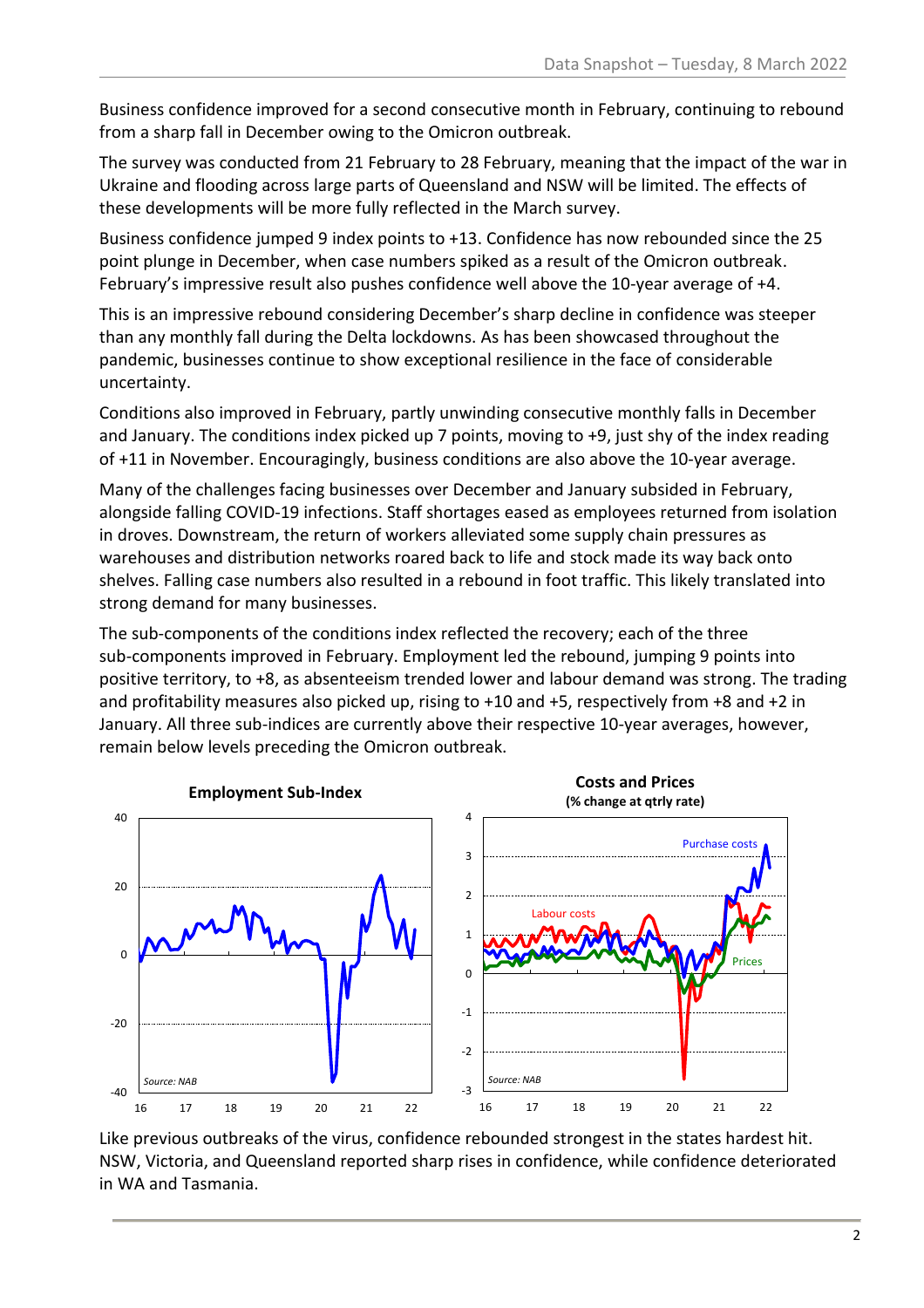Business confidence improved for a second consecutive month in February, continuing to rebound from a sharp fall in December owing to the Omicron outbreak.

The survey was conducted from 21 February to 28 February, meaning that the impact of the war in Ukraine and flooding across large parts of Queensland and NSW will be limited. The effects of these developments will be more fully reflected in the March survey.

Business confidence jumped 9 index points to +13. Confidence has now rebounded since the 25 point plunge in December, when case numbers spiked as a result of the Omicron outbreak. February's impressive result also pushes confidence well above the 10-year average of +4.

This is an impressive rebound considering December's sharp decline in confidence was steeper than any monthly fall during the Delta lockdowns. As has been showcased throughout the pandemic, businesses continue to show exceptional resilience in the face of considerable uncertainty.

Conditions also improved in February, partly unwinding consecutive monthly falls in December and January. The conditions index picked up 7 points, moving to +9, just shy of the index reading of +11 in November. Encouragingly, business conditions are also above the 10-year average.

Many of the challenges facing businesses over December and January subsided in February, alongside falling COVID-19 infections. Staff shortages eased as employees returned from isolation in droves. Downstream, the return of workers alleviated some supply chain pressures as warehouses and distribution networks roared back to life and stock made its way back onto shelves. Falling case numbers also resulted in a rebound in foot traffic. This likely translated into strong demand for many businesses.

The sub-components of the conditions index reflected the recovery; each of the three sub-components improved in February. Employment led the rebound, jumping 9 points into positive territory, to +8, as absenteeism trended lower and labour demand was strong. The trading and profitability measures also picked up, rising to +10 and +5, respectively from +8 and +2 in January. All three sub-indices are currently above their respective 10-year averages, however, remain below levels preceding the Omicron outbreak.

**Employment Sub-Index**

*Source: NAB*

**Costs and Prices (% change at qtrly rate)**

*Source: NAB*

Like previous outbreaks of the virus, confidence rebounded strongest in the states hardest hit. NSW, Victoria, and Queensland reported sharp rises in confidence, while confidence deteriorated in WA and Tasmania.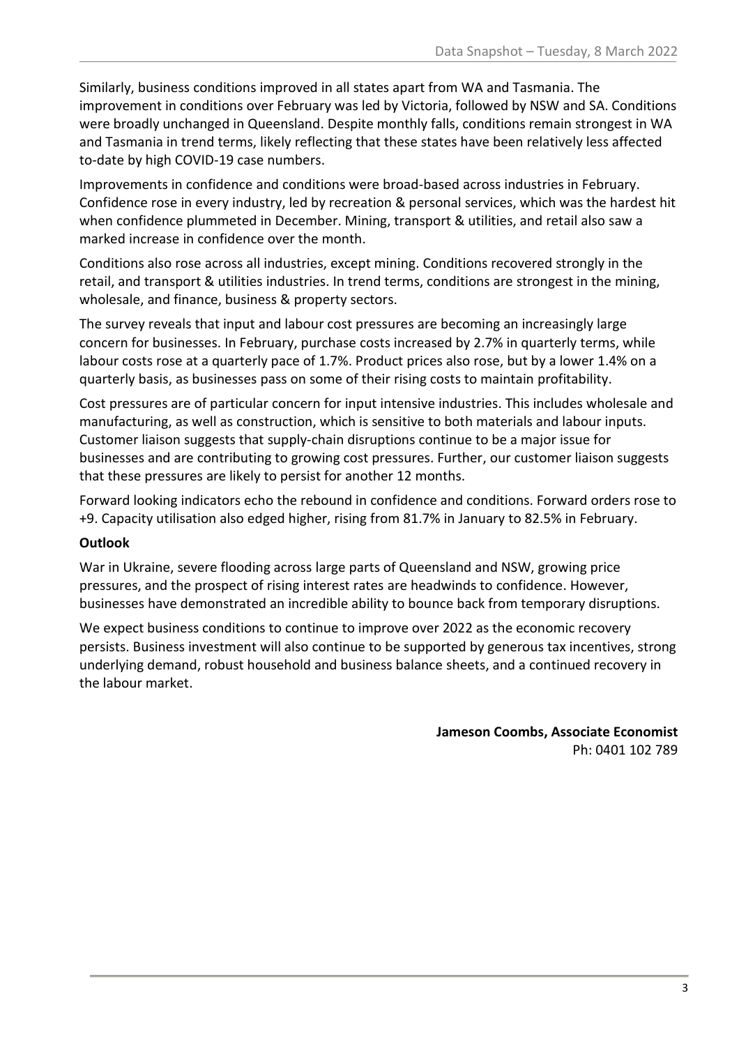Similarly, business conditions improved in all states apart from WA and Tasmania. The improvement in conditions over February was led by Victoria, followed by NSW and SA. Conditions were broadly unchanged in Queensland. Despite monthly falls, conditions remain strongest in WA and Tasmania in trend terms, likely reflecting that these states have been relatively less affected to-date by high COVID-19 case numbers.

Improvements in confidence and conditions were broad-based across industries in February. Confidence rose in every industry, led by recreation & personal services, which was the hardest hit when confidence plummeted in December. Mining, transport & utilities, and retail also saw a marked increase in confidence over the month.

Conditions also rose across all industries, except mining. Conditions recovered strongly in the retail, and transport & utilities industries. In trend terms, conditions are strongest in the mining, wholesale, and finance, business & property sectors.

The survey reveals that input and labour cost pressures are becoming an increasingly large concern for businesses. In February, purchase costs increased by 2.7% in quarterly terms, while labour costs rose at a quarterly pace of 1.7%. Product prices also rose, but by a lower 1.4% on a quarterly basis, as businesses pass on some of their rising costs to maintain profitability.

Cost pressures are of particular concern for input intensive industries. This includes wholesale and manufacturing, as well as construction, which is sensitive to both materials and labour inputs. Customer liaison suggests that supply-chain disruptions continue to be a major issue for businesses and are contributing to growing cost pressures. Further, our customer liaison suggests that these pressures are likely to persist for another 12 months.

Forward looking indicators echo the rebound in confidence and conditions. Forward orders rose to +9. Capacity utilisation also edged higher, rising from 81.7% in January to 82.5% in February.

**Outlook**

War in Ukraine, severe flooding across large parts of Queensland and NSW, growing price pressures, and the prospect of rising interest rates are headwinds to confidence. However, businesses have demonstrated an incredible ability to bounce back from temporary disruptions.

We expect business conditions to continue to improve over 2022 as the economic recovery persists. Business investment will also continue to be supported by generous tax incentives, strong underlying demand, robust household and business balance sheets, and a continued recovery in the labour market.

**Jameson Coombs, Associate Economist**
Ph: 0401 102 789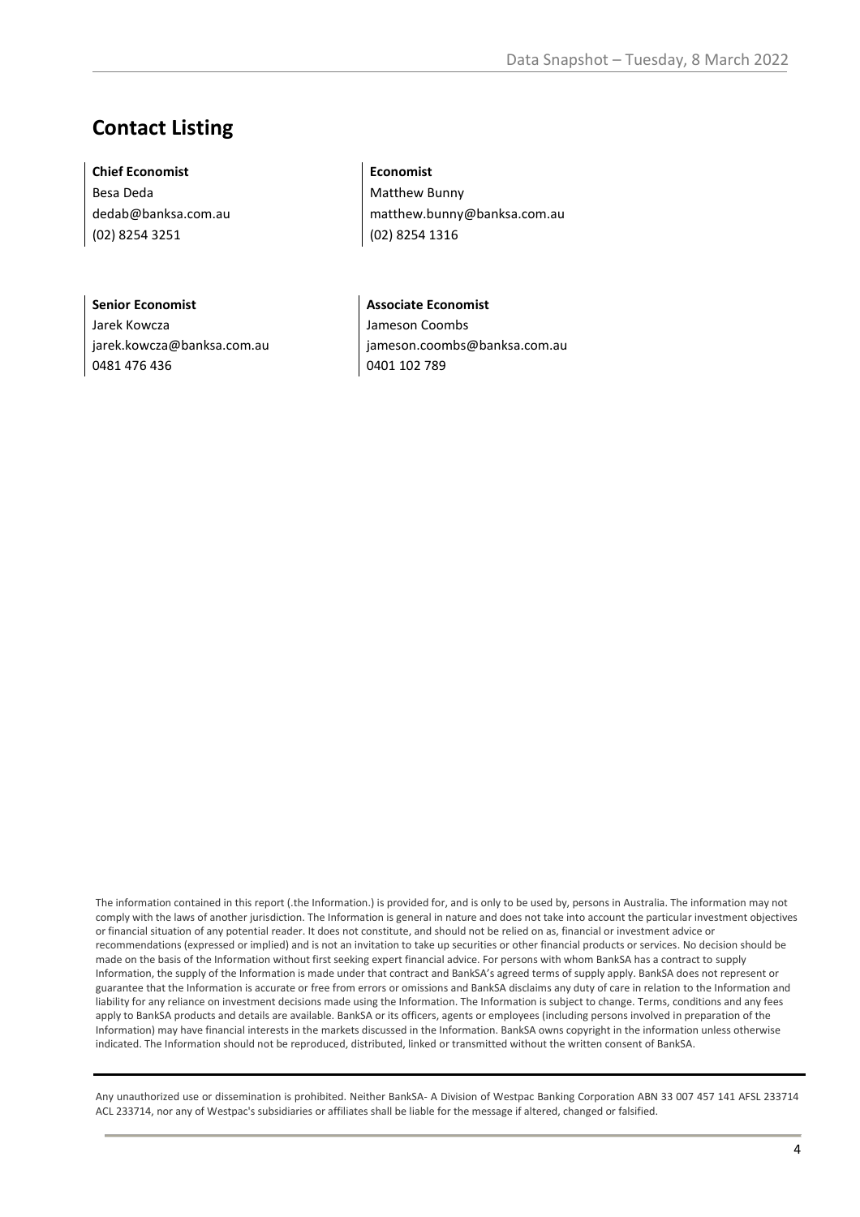## Contact Listing

**Chief Economist**
Besa Deda
dedab@banksa.com.au
(02) 8254 3251

**Economist**
Matthew Bunny
matthew.bunny@banksa.com.au
(02) 8254 1316

**Senior Economist**
Jarek Kowcza
jarek.kowcza@banksa.com.au
0481 476 436

**Associate Economist**
Jameson Coombs
jameson.coombs@banksa.com.au
0401 102 789

The information contained in this report (.the Information.) is provided for, and is only to be used by, persons in Australia. The information may not comply with the laws of another jurisdiction. The Information is general in nature and does not take into account the particular investment objectives or financial situation of any potential reader. It does not constitute, and should not be relied on as, financial or investment advice or recommendations (expressed or implied) and is not an invitation to take up securities or other financial products or services. No decision should be made on the basis of the Information without first seeking expert financial advice. For persons with whom BankSA has a contract to supply Information, the supply of the Information is made under that contract and BankSA's agreed terms of supply apply. BankSA does not represent or guarantee that the Information is accurate or free from errors or omissions and BankSA disclaims any duty of care in relation to the Information and liability for any reliance on investment decisions made using the Information. The Information is subject to change. Terms, conditions and any fees apply to BankSA products and details are available. BankSA or its officers, agents or employees (including persons involved in preparation of the Information) may have financial interests in the markets discussed in the Information. BankSA owns copyright in the information unless otherwise indicated. The Information should not be reproduced, distributed, linked or transmitted without the written consent of BankSA.

Any unauthorized use or dissemination is prohibited. Neither BankSA- A Division of Westpac Banking Corporation ABN 33 007 457 141 AFSL 233714 ACL 233714, nor any of Westpac's subsidiaries or affiliates shall be liable for the message if altered, changed or falsified.